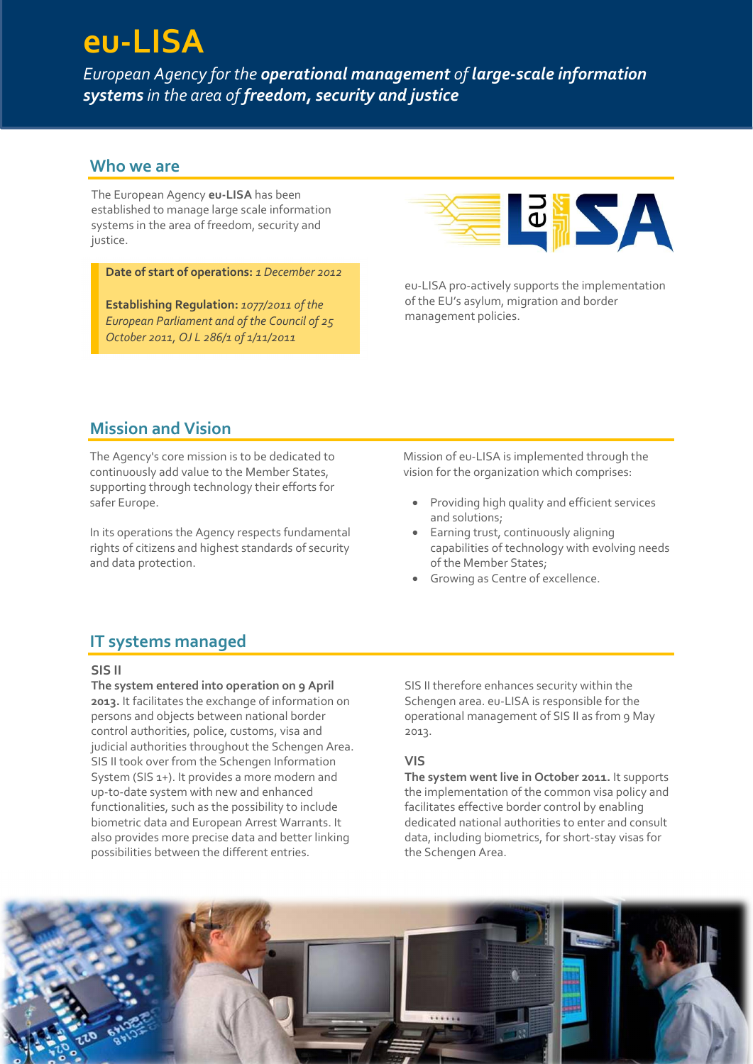# eu-LISA

*European Agency for the **operational management** of **large-scale information systems** in the area of **freedom, security and justice***

## Who we are

The European Agency **eu-LISA** has been established to manage large scale information systems in the area of freedom, security and justice.

**Date of start of operations:** *1 December 2012*

**Establishing Regulation:** *1077/2011 of the European Parliament and of the Council of 25 October 2011, OJ L 286/1 of 1/11/2011*

eu-LISA pro-actively supports the implementation of the EU's asylum, migration and border management policies.

## Mission and Vision

The Agency's core mission is to be dedicated to continuously add value to the Member States, supporting through technology their efforts for safer Europe.

In its operations the Agency respects fundamental rights of citizens and highest standards of security and data protection.

Mission of eu-LISA is implemented through the vision for the organization which comprises:

- Providing high quality and efficient services and solutions;
- Earning trust, continuously aligning capabilities of technology with evolving needs of the Member States;
- Growing as Centre of excellence.

## IT systems managed

### SIS II

**The system entered into operation on 9 April 2013.** It facilitates the exchange of information on persons and objects between national border control authorities, police, customs, visa and judicial authorities throughout the Schengen Area. SIS II took over from the Schengen Information System (SIS 1+). It provides a more modern and up-to-date system with new and enhanced functionalities, such as the possibility to include biometric data and European Arrest Warrants. It also provides more precise data and better linking possibilities between the different entries.

SIS II therefore enhances security within the Schengen area. eu-LISA is responsible for the operational management of SIS II as from 9 May 2013.

### VIS

**The system went live in October 2011.** It supports the implementation of the common visa policy and facilitates effective border control by enabling dedicated national authorities to enter and consult data, including biometrics, for short-stay visas for the Schengen Area.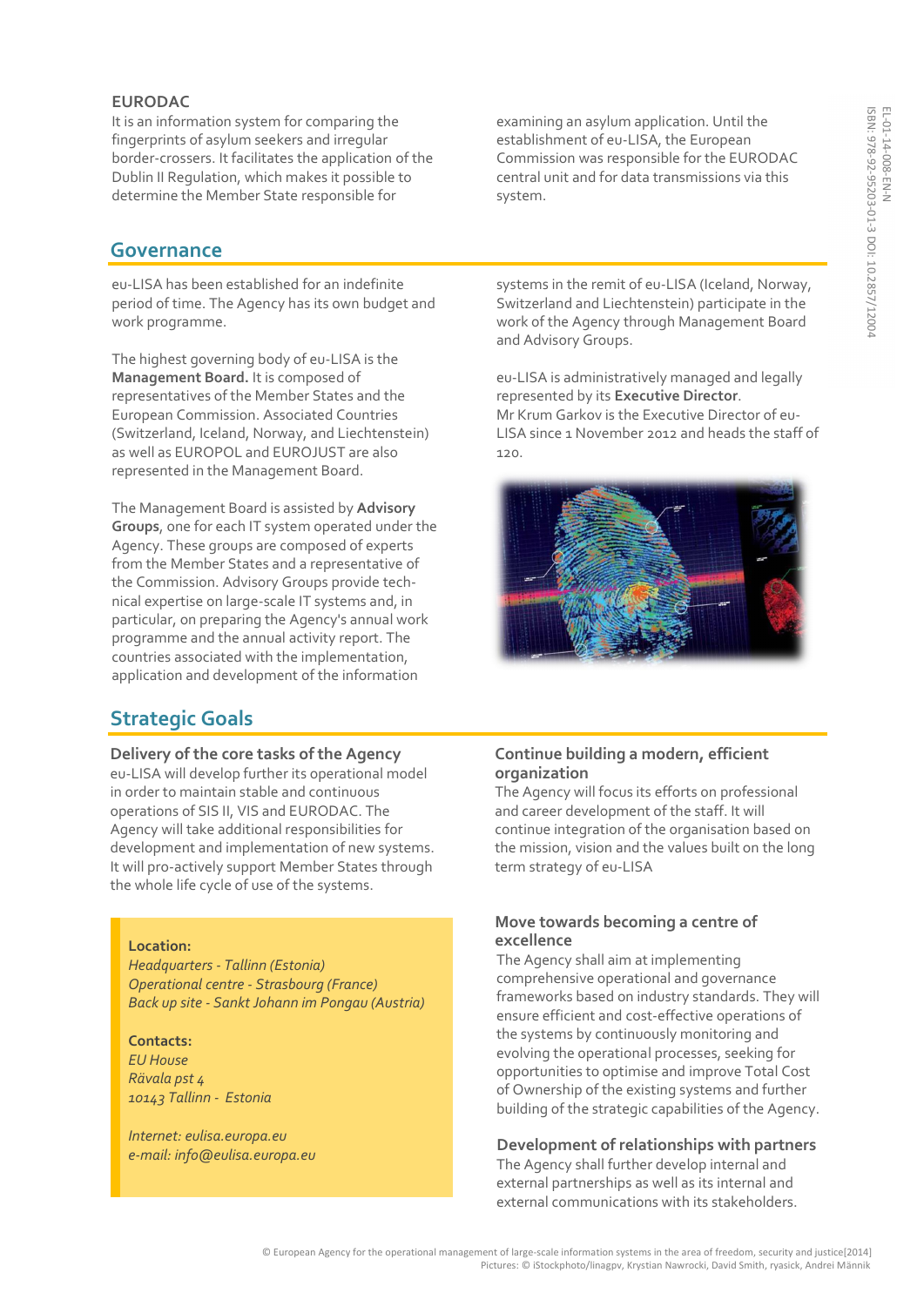### EURODAC

It is an information system for comparing the fingerprints of asylum seekers and irregular border-crossers. It facilitates the application of the Dublin II Regulation, which makes it possible to determine the Member State responsible for examining an asylum application. Until the establishment of eu-LISA, the European Commission was responsible for the EURODAC central unit and for data transmissions via this system.

## Governance

eu-LISA has been established for an indefinite period of time. The Agency has its own budget and work programme.

The highest governing body of eu-LISA is the **Management Board.** It is composed of representatives of the Member States and the European Commission. Associated Countries (Switzerland, Iceland, Norway, and Liechtenstein) as well as EUROPOL and EUROJUST are also represented in the Management Board.

The Management Board is assisted by **Advisory Groups**, one for each IT system operated under the Agency. These groups are composed of experts from the Member States and a representative of the Commission. Advisory Groups provide technical expertise on large-scale IT systems and, in particular, on preparing the Agency's annual work programme and the annual activity report. The countries associated with the implementation, application and development of the information systems in the remit of eu-LISA (Iceland, Norway, Switzerland and Liechtenstein) participate in the work of the Agency through Management Board and Advisory Groups.

eu-LISA is administratively managed and legally represented by its **Executive Director**.
Mr Krum Garkov is the Executive Director of eu-LISA since 1 November 2012 and heads the staff of 120.

## Strategic Goals

### Delivery of the core tasks of the Agency

eu-LISA will develop further its operational model in order to maintain stable and continuous operations of SIS II, VIS and EURODAC. The Agency will take additional responsibilities for development and implementation of new systems. It will pro-actively support Member States through the whole life cycle of use of the systems.

### Continue building a modern, efficient organization

The Agency will focus its efforts on professional and career development of the staff. It will continue integration of the organisation based on the mission, vision and the values built on the long term strategy of eu-LISA

### Move towards becoming a centre of excellence

The Agency shall aim at implementing comprehensive operational and governance frameworks based on industry standards. They will ensure efficient and cost-effective operations of the systems by continuously monitoring and evolving the operational processes, seeking for opportunities to optimise and improve Total Cost of Ownership of the existing systems and further building of the strategic capabilities of the Agency.

### Development of relationships with partners

The Agency shall further develop internal and external partnerships as well as its internal and external communications with its stakeholders.

**Location:**
*Headquarters - Tallinn (Estonia)*
*Operational centre - Strasbourg (France)*
*Back up site - Sankt Johann im Pongau (Austria)*

**Contacts:**
*EU House*
*Rävala pst 4*
*10143 Tallinn - Estonia*

*Internet: eulisa.europa.eu*
*e-mail: info@eulisa.europa.eu*

EL-01-14-008-EN-N
ISBN: 978-92-95203-01-3 DOI: 10.2857/12004

© European Agency for the operational management of large-scale information systems in the area of freedom, security and justice[2014]
Pictures: © iStockphoto/linagpv, Krystian Nawrocki, David Smith, ryasick, Andrei Männik